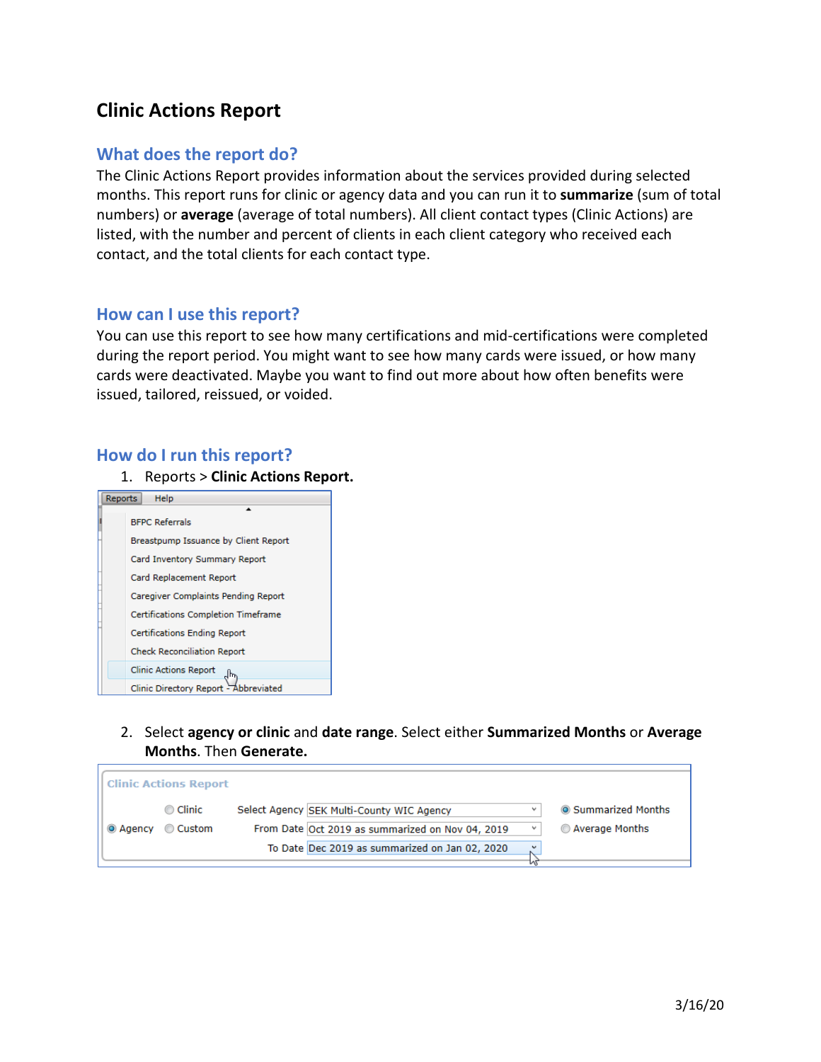# Clinic Actions Report

## What does the report do?

The Clinic Actions Report provides information about the services provided during selected months. This report runs for clinic or agency data and you can run it to **summarize** (sum of total numbers) or **average** (average of total numbers). All client contact types (Clinic Actions) are listed, with the number and percent of clients in each client category who received each contact, and the total clients for each contact type.

## How can I use this report?

You can use this report to see how many certifications and mid-certifications were completed during the report period. You might want to see how many cards were issued, or how many cards were deactivated. Maybe you want to find out more about how often benefits were issued, tailored, reissued, or voided.

## How do I run this report?

1. Reports > **Clinic Actions Report.**

2. Select **agency or clinic** and **date range**. Select either **Summarized Months** or **Average Months**. Then **Generate.**

3/16/20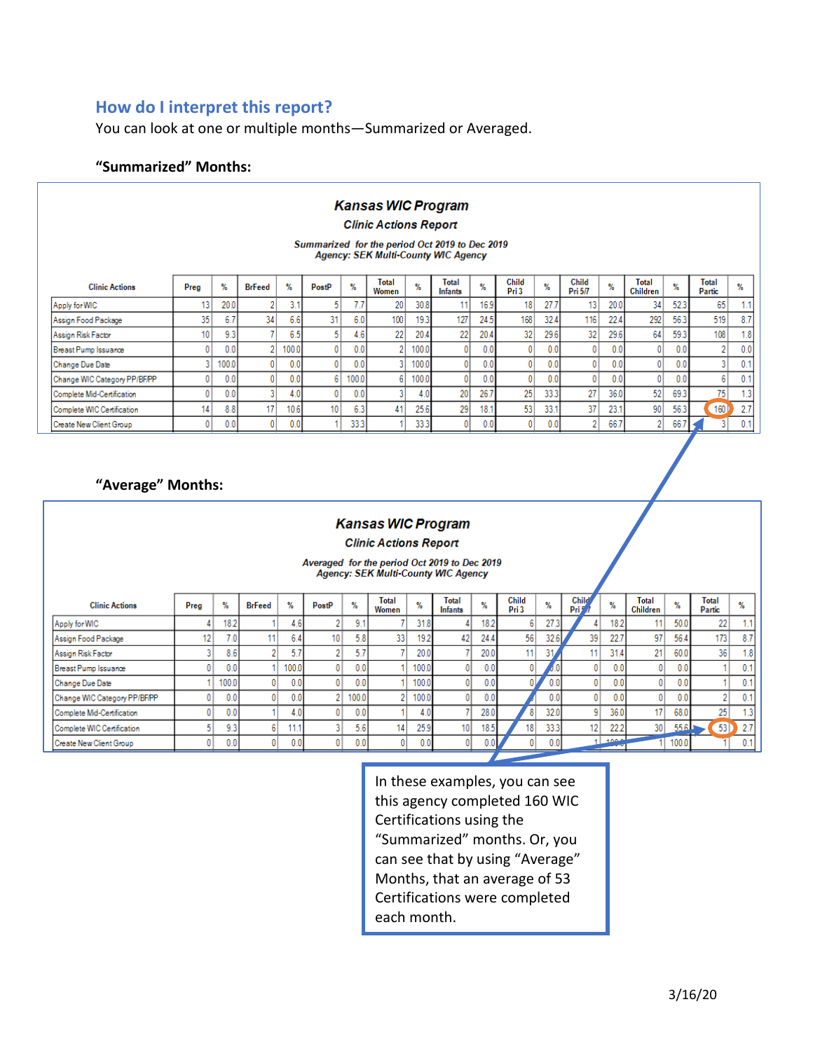## How do I interpret this report?

You can look at one or multiple months—Summarized or Averaged.

**"Summarized" Months:**

***Kansas WIC Program***

***Clinic Actions Report***

***Summarized for the period Oct 2019 to Dec 2019***
***Agency: SEK Multi-County WIC Agency***

| Clinic Actions | Preg | % | BrFeed | % | PostP | % | Total Women | % | Total Infants | % | Child Pri 3 | % | Child Pri 5/7 | % | Total Children | % | Total Partic | % |
|---|---|---|---|---|---|---|---|---|---|---|---|---|---|---|---|---|---|---|
| Apply for WIC | 13 | 20.0 | 2 | 3.1 | 5 | 7.7 | 20 | 30.8 | 11 | 16.9 | 18 | 27.7 | 13 | 20.0 | 34 | 52.3 | 65 | 1.1 |
| Assign Food Package | 35 | 6.7 | 34 | 6.6 | 31 | 6.0 | 100 | 19.3 | 127 | 24.5 | 168 | 32.4 | 116 | 22.4 | 292 | 56.3 | 519 | 8.7 |
| Assign Risk Factor | 10 | 9.3 | 7 | 6.5 | 5 | 4.6 | 22 | 20.4 | 22 | 20.4 | 32 | 29.6 | 32 | 29.6 | 64 | 59.3 | 108 | 1.8 |
| Breast Pump Issuance | 0 | 0.0 | 2 | 100.0 | 0 | 0.0 | 2 | 100.0 | 0 | 0.0 | 0 | 0.0 | 0 | 0.0 | 0 | 0.0 | 2 | 0.0 |
| Change Due Date | 3 | 100.0 | 0 | 0.0 | 0 | 0.0 | 3 | 100.0 | 0 | 0.0 | 0 | 0.0 | 0 | 0.0 | 0 | 0.0 | 3 | 0.1 |
| Change WIC Category PP/BF/PP | 0 | 0.0 | 0 | 0.0 | 6 | 100.0 | 6 | 100.0 | 0 | 0.0 | 0 | 0.0 | 0 | 0.0 | 0 | 0.0 | 6 | 0.1 |
| Complete Mid-Certification | 0 | 0.0 | 3 | 4.0 | 0 | 0.0 | 3 | 4.0 | 20 | 26.7 | 25 | 33.3 | 27 | 36.0 | 52 | 69.3 | 75 | 1.3 |
| Complete WIC Certification | 14 | 8.8 | 17 | 10.6 | 10 | 6.3 | 41 | 25.6 | 29 | 18.1 | 53 | 33.1 | 37 | 23.1 | 90 | 56.3 | 160 | 2.7 |
| Create New Client Group | 0 | 0.0 | 0 | 0.0 | 1 | 33.3 | 1 | 33.3 | 0 | 0.0 | 0 | 0.0 | 2 | 66.7 | 2 | 66.7 | 3 | 0.1 |

**"Average" Months:**

***Kansas WIC Program***

***Clinic Actions Report***

***Averaged for the period Oct 2019 to Dec 2019***
***Agency: SEK Multi-County WIC Agency***

| Clinic Actions | Preg | % | BrFeed | % | PostP | % | Total Women | % | Total Infants | % | Child Pri 3 | % | Child Pri 5/7 | % | Total Children | % | Total Partic | % |
|---|---|---|---|---|---|---|---|---|---|---|---|---|---|---|---|---|---|---|
| Apply for WIC | 4 | 18.2 | 1 | 4.6 | 2 | 9.1 | 7 | 31.8 | 4 | 18.2 | 6 | 27.3 | 4 | 18.2 | 11 | 50.0 | 22 | 1.1 |
| Assign Food Package | 12 | 7.0 | 11 | 6.4 | 10 | 5.8 | 33 | 19.2 | 42 | 24.4 | 56 | 32.6 | 39 | 22.7 | 97 | 56.4 | 173 | 8.7 |
| Assign Risk Factor | 3 | 8.6 | 2 | 5.7 | 2 | 5.7 | 7 | 20.0 | 7 | 20.0 | 11 | 31.4 | 11 | 31.4 | 21 | 60.0 | 36 | 1.8 |
| Breast Pump Issuance | 0 | 0.0 | 1 | 100.0 | 0 | 0.0 | 1 | 100.0 | 0 | 0.0 | 0 | 0.0 | 0 | 0.0 | 0 | 0.0 | 1 | 0.1 |
| Change Due Date | 1 | 100.0 | 0 | 0.0 | 0 | 0.0 | 1 | 100.0 | 0 | 0.0 | 0 | 0.0 | 0 | 0.0 | 0 | 0.0 | 1 | 0.1 |
| Change WIC Category PP/BF/PP | 0 | 0.0 | 0 | 0.0 | 2 | 100.0 | 2 | 100.0 | 0 | 0.0 | 0 | 0.0 | 0 | 0.0 | 0 | 0.0 | 2 | 0.1 |
| Complete Mid-Certification | 0 | 0.0 | 1 | 4.0 | 0 | 0.0 | 1 | 4.0 | 7 | 28.0 | 8 | 32.0 | 9 | 36.0 | 17 | 68.0 | 25 | 1.3 |
| Complete WIC Certification | 5 | 9.3 | 6 | 11.1 | 3 | 5.6 | 14 | 25.9 | 10 | 18.5 | 18 | 33.3 | 12 | 22.2 | 30 | 55.6 | 53 | 2.7 |
| Create New Client Group | 0 | 0.0 | 0 | 0.0 | 0 | 0.0 | 0 | 0.0 | 0 | 0.0 | 0 | 0.0 | 1 | 100.0 | 1 | 100.0 | 1 | 0.1 |

In these examples, you can see this agency completed 160 WIC Certifications using the "Summarized" months. Or, you can see that by using "Average" Months, that an average of 53 Certifications were completed each month.

3/16/20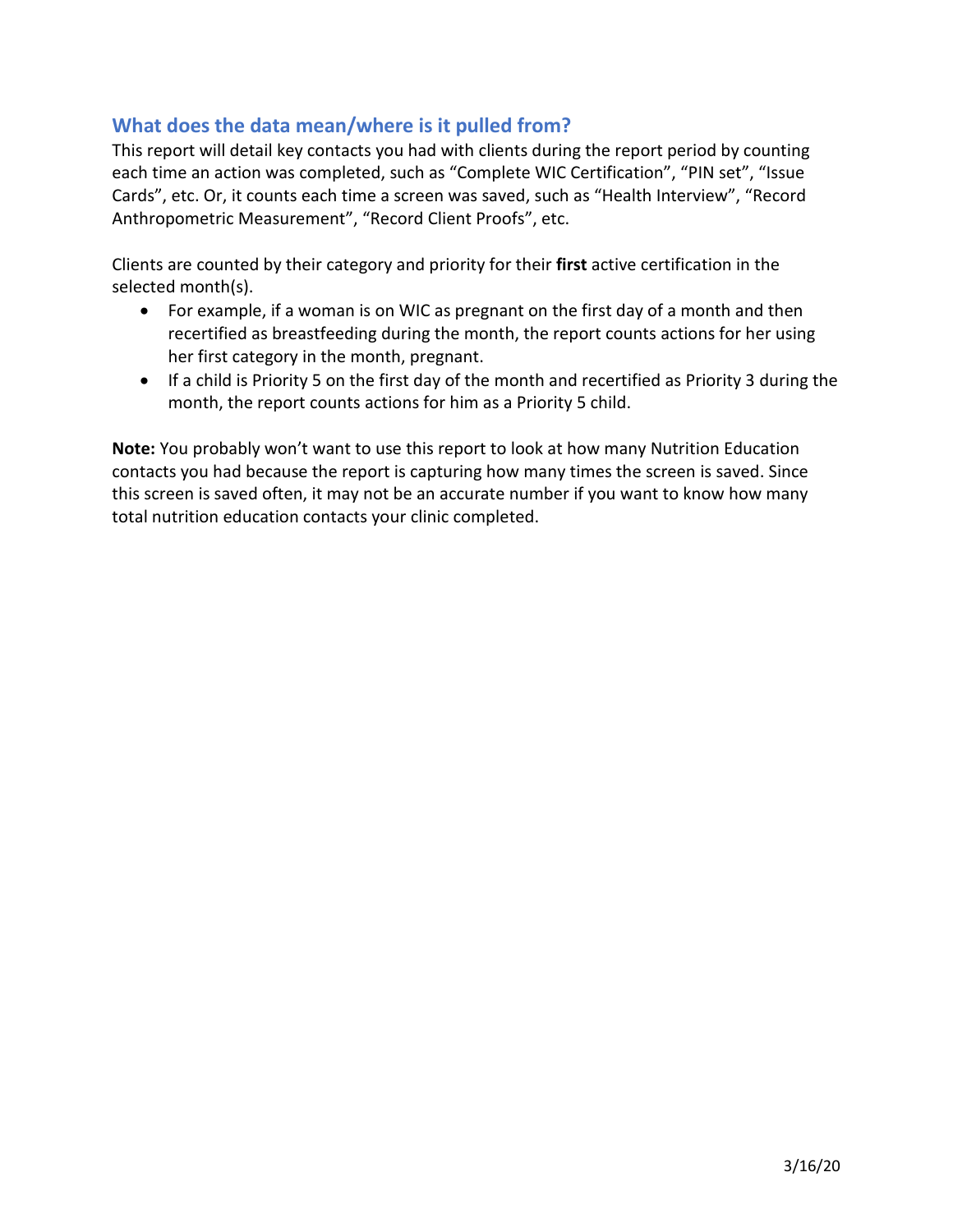## What does the data mean/where is it pulled from?

This report will detail key contacts you had with clients during the report period by counting each time an action was completed, such as "Complete WIC Certification", "PIN set", "Issue Cards", etc. Or, it counts each time a screen was saved, such as "Health Interview", "Record Anthropometric Measurement", "Record Client Proofs", etc.

Clients are counted by their category and priority for their **first** active certification in the selected month(s).

- For example, if a woman is on WIC as pregnant on the first day of a month and then recertified as breastfeeding during the month, the report counts actions for her using her first category in the month, pregnant.
- If a child is Priority 5 on the first day of the month and recertified as Priority 3 during the month, the report counts actions for him as a Priority 5 child.

**Note:** You probably won't want to use this report to look at how many Nutrition Education contacts you had because the report is capturing how many times the screen is saved. Since this screen is saved often, it may not be an accurate number if you want to know how many total nutrition education contacts your clinic completed.

3/16/20